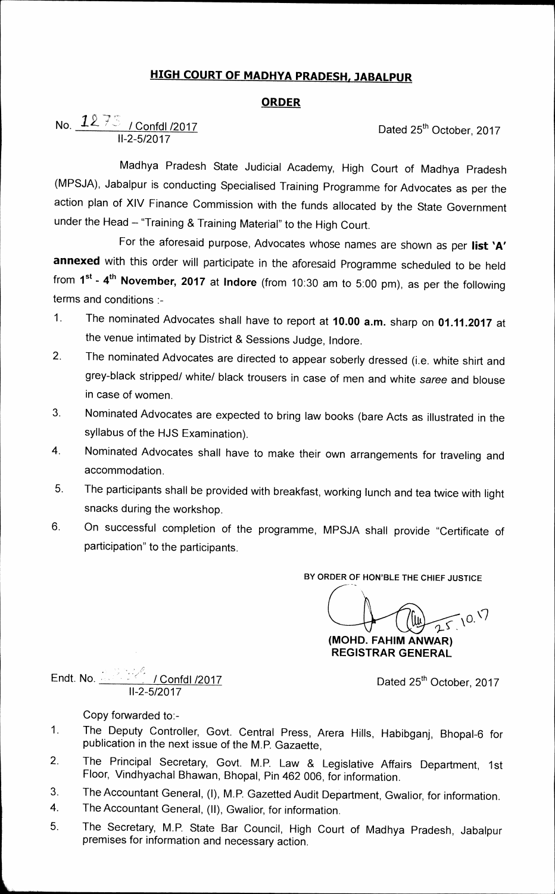# HIGH COURT OF MADHYA PRADESH, JABALPUR

## ORDER

No. 1273 / Confdl /2017
II-2-5/2017

Dated 25th October, 2017

Madhya Pradesh State Judicial Academy, High Court of Madhya Pradesh (MPSJA), Jabalpur is conducting Specialised Training Programme for Advocates as per the action plan of XIV Finance Commission with the funds allocated by the State Government under the Head – "Training & Training Material" to the High Court.

For the aforesaid purpose, Advocates whose names are shown as per **list 'A' annexed** with this order will participate in the aforesaid Programme scheduled to be held from **1st - 4th November, 2017** at **Indore** (from 10:30 am to 5:00 pm), as per the following terms and conditions :-

1. The nominated Advocates shall have to report at **10.00 a.m.** sharp on **01.11.2017** at the venue intimated by District & Sessions Judge, Indore.
2. The nominated Advocates are directed to appear soberly dressed (i.e. white shirt and grey-black stripped/ white/ black trousers in case of men and white *saree* and blouse in case of women.
3. Nominated Advocates are expected to bring law books (bare Acts as illustrated in the syllabus of the HJS Examination).
4. Nominated Advocates shall have to make their own arrangements for traveling and accommodation.
5. The participants shall be provided with breakfast, working lunch and tea twice with light snacks during the workshop.
6. On successful completion of the programme, MPSJA shall provide "Certificate of participation" to the participants.

BY ORDER OF HON'BLE THE CHIEF JUSTICE

25.10.17

**(MOHD. FAHIM ANWAR)**
**REGISTRAR GENERAL**

Endt. No. ....... / Confdl /2017
II-2-5/2017

Dated 25th October, 2017

Copy forwarded to:-

1. The Deputy Controller, Govt. Central Press, Arera Hills, Habibganj, Bhopal-6 for publication in the next issue of the M.P. Gazaette,
2. The Principal Secretary, Govt. M.P. Law & Legislative Affairs Department, 1st Floor, Vindhyachal Bhawan, Bhopal, Pin 462 006, for information.
3. The Accountant General, (I), M.P. Gazetted Audit Department, Gwalior, for information.
4. The Accountant General, (II), Gwalior, for information.
5. The Secretary, M.P. State Bar Council, High Court of Madhya Pradesh, Jabalpur premises for information and necessary action.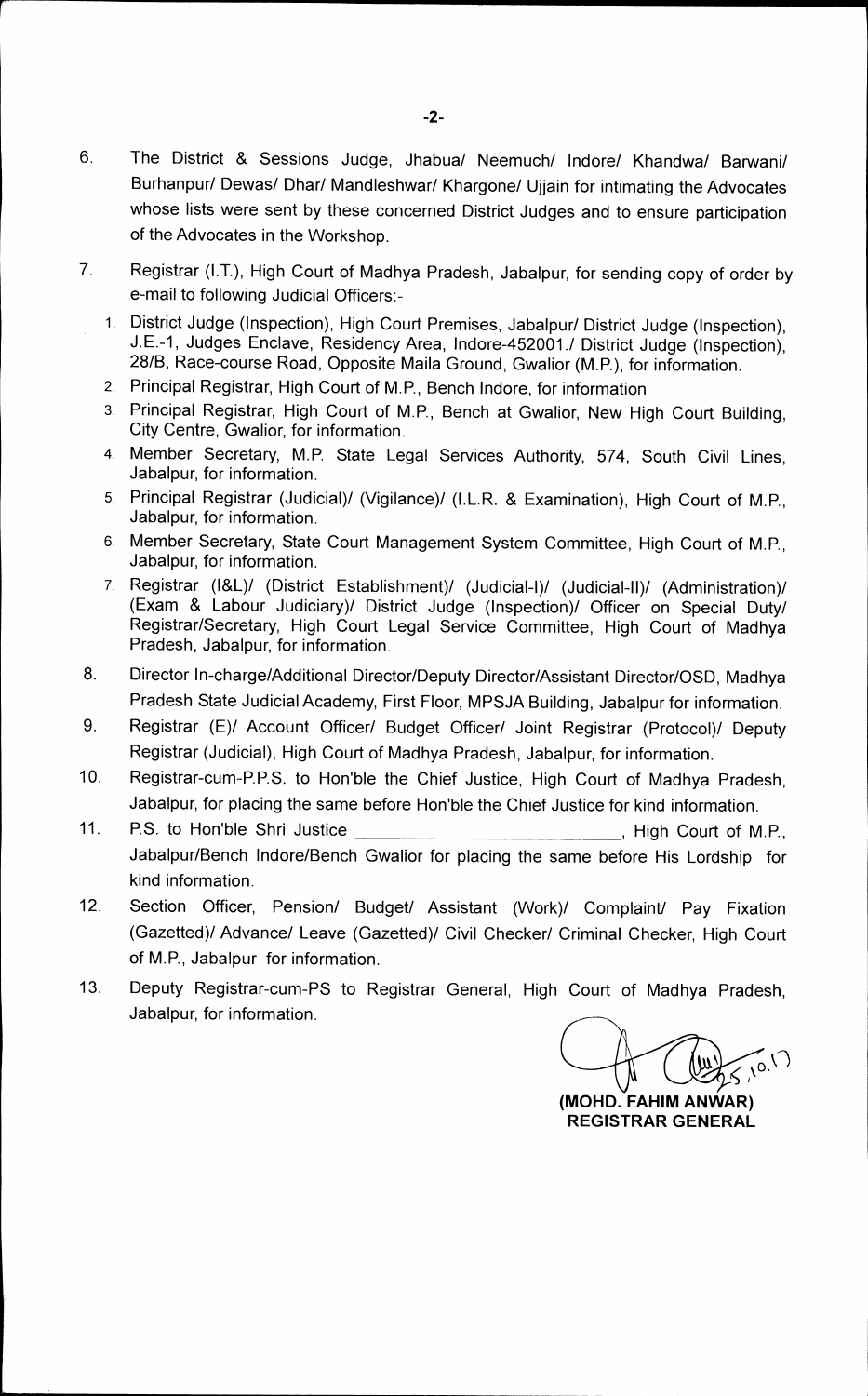6. The District & Sessions Judge, Jhabua/ Neemuch/ Indore/ Khandwa/ Barwani/ Burhanpur/ Dewas/ Dhar/ Mandleshwar/ Khargone/ Ujjain for intimating the Advocates whose lists were sent by these concerned District Judges and to ensure participation of the Advocates in the Workshop.

7. Registrar (I.T.), High Court of Madhya Pradesh, Jabalpur, for sending copy of order by e-mail to following Judicial Officers:-
   1. District Judge (Inspection), High Court Premises, Jabalpur/ District Judge (Inspection), J.E.-1, Judges Enclave, Residency Area, Indore-452001./ District Judge (Inspection), 28/B, Race-course Road, Opposite Maila Ground, Gwalior (M.P.), for information.
   2. Principal Registrar, High Court of M.P., Bench Indore, for information
   3. Principal Registrar, High Court of M.P., Bench at Gwalior, New High Court Building, City Centre, Gwalior, for information.
   4. Member Secretary, M.P. State Legal Services Authority, 574, South Civil Lines, Jabalpur, for information.
   5. Principal Registrar (Judicial)/ (Vigilance)/ (I.L.R. & Examination), High Court of M.P., Jabalpur, for information.
   6. Member Secretary, State Court Management System Committee, High Court of M.P., Jabalpur, for information.
   7. Registrar (I&L)/ (District Establishment)/ (Judicial-I)/ (Judicial-II)/ (Administration)/ (Exam & Labour Judiciary)/ District Judge (Inspection)/ Officer on Special Duty/ Registrar/Secretary, High Court Legal Service Committee, High Court of Madhya Pradesh, Jabalpur, for information.

8. Director In-charge/Additional Director/Deputy Director/Assistant Director/OSD, Madhya Pradesh State Judicial Academy, First Floor, MPSJA Building, Jabalpur for information.

9. Registrar (E)/ Account Officer/ Budget Officer/ Joint Registrar (Protocol)/ Deputy Registrar (Judicial), High Court of Madhya Pradesh, Jabalpur, for information.

10. Registrar-cum-P.P.S. to Hon'ble the Chief Justice, High Court of Madhya Pradesh, Jabalpur, for placing the same before Hon'ble the Chief Justice for kind information.

11. P.S. to Hon'ble Shri Justice ____________________________, High Court of M.P., Jabalpur/Bench Indore/Bench Gwalior for placing the same before His Lordship for kind information.

12. Section Officer, Pension/ Budget/ Assistant (Work)/ Complaint/ Pay Fixation (Gazetted)/ Advance/ Leave (Gazetted)/ Civil Checker/ Criminal Checker, High Court of M.P., Jabalpur for information.

13. Deputy Registrar-cum-PS to Registrar General, High Court of Madhya Pradesh, Jabalpur, for information.

25.10.17

**(MOHD. FAHIM ANWAR)**
**REGISTRAR GENERAL**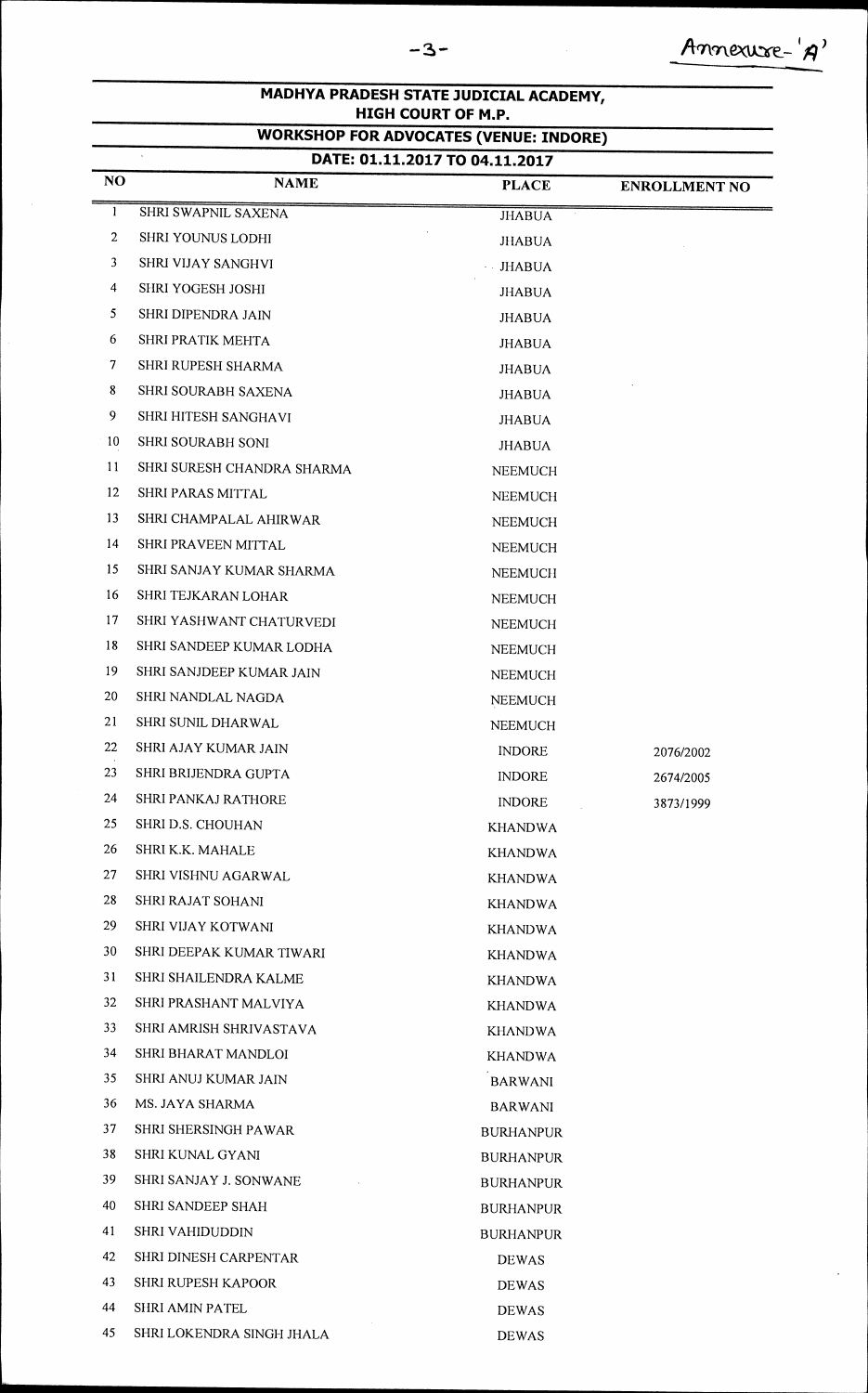Annexure-'A'

# MADHYA PRADESH STATE JUDICIAL ACADEMY, HIGH COURT OF M.P.

## WORKSHOP FOR ADVOCATES (VENUE: INDORE)

### DATE: 01.11.2017 TO 04.11.2017

| NO | NAME | PLACE | ENROLLMENT NO |
|---|---|---|---|
| 1 | SHRI SWAPNIL SAXENA | JHABUA | |
| 2 | SHRI YOUNUS LODHI | JHABUA | |
| 3 | SHRI VIJAY SANGHVI | JHABUA | |
| 4 | SHRI YOGESH JOSHI | JHABUA | |
| 5 | SHRI DIPENDRA JAIN | JHABUA | |
| 6 | SHRI PRATIK MEHTA | JHABUA | |
| 7 | SHRI RUPESH SHARMA | JHABUA | |
| 8 | SHRI SOURABH SAXENA | JHABUA | |
| 9 | SHRI HITESH SANGHAVI | JHABUA | |
| 10 | SHRI SOURABH SONI | JHABUA | |
| 11 | SHRI SURESH CHANDRA SHARMA | NEEMUCH | |
| 12 | SHRI PARAS MITTAL | NEEMUCH | |
| 13 | SHRI CHAMPALAL AHIRWAR | NEEMUCH | |
| 14 | SHRI PRAVEEN MITTAL | NEEMUCH | |
| 15 | SHRI SANJAY KUMAR SHARMA | NEEMUCH | |
| 16 | SHRI TEJKARAN LOHAR | NEEMUCH | |
| 17 | SHRI YASHWANT CHATURVEDI | NEEMUCH | |
| 18 | SHRI SANDEEP KUMAR LODHA | NEEMUCH | |
| 19 | SHRI SANJDEEP KUMAR JAIN | NEEMUCH | |
| 20 | SHRI NANDLAL NAGDA | NEEMUCH | |
| 21 | SHRI SUNIL DHARWAL | NEEMUCH | |
| 22 | SHRI AJAY KUMAR JAIN | INDORE | 2076/2002 |
| 23 | SHRI BRIJENDRA GUPTA | INDORE | 2674/2005 |
| 24 | SHRI PANKAJ RATHORE | INDORE | 3873/1999 |
| 25 | SHRI D.S. CHOUHAN | KHANDWA | |
| 26 | SHRI K.K. MAHALE | KHANDWA | |
| 27 | SHRI VISHNU AGARWAL | KHANDWA | |
| 28 | SHRI RAJAT SOHANI | KHANDWA | |
| 29 | SHRI VIJAY KOTWANI | KHANDWA | |
| 30 | SHRI DEEPAK KUMAR TIWARI | KHANDWA | |
| 31 | SHRI SHAILENDRA KALME | KHANDWA | |
| 32 | SHRI PRASHANT MALVIYA | KHANDWA | |
| 33 | SHRI AMRISH SHRIVASTAVA | KHANDWA | |
| 34 | SHRI BHARAT MANDLOI | KHANDWA | |
| 35 | SHRI ANUJ KUMAR JAIN | BARWANI | |
| 36 | MS. JAYA SHARMA | BARWANI | |
| 37 | SHRI SHERSINGH PAWAR | BURHANPUR | |
| 38 | SHRI KUNAL GYANI | BURHANPUR | |
| 39 | SHRI SANJAY J. SONWANE | BURHANPUR | |
| 40 | SHRI SANDEEP SHAH | BURHANPUR | |
| 41 | SHRI VAHIDUDDIN | BURHANPUR | |
| 42 | SHRI DINESH CARPENTAR | DEWAS | |
| 43 | SHRI RUPESH KAPOOR | DEWAS | |
| 44 | SHRI AMIN PATEL | DEWAS | |
| 45 | SHRI LOKENDRA SINGH JHALA | DEWAS | |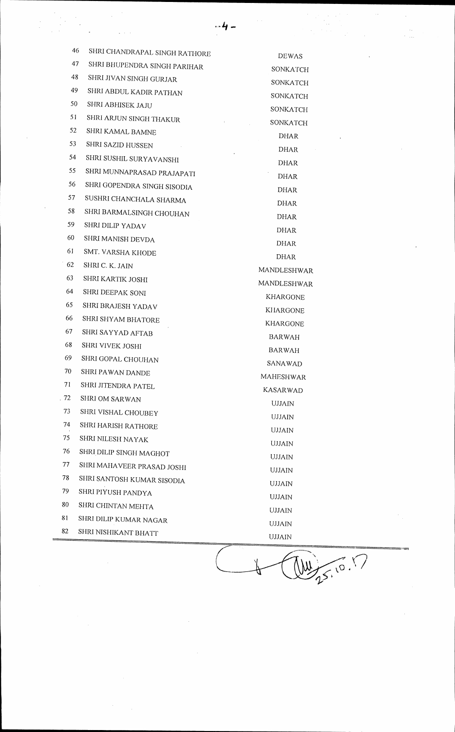| | | |
|---|---|---|
| 46 | SHRI CHANDRAPAL SINGH RATHORE | DEWAS |
| 47 | SHRI BHUPENDRA SINGH PARIHAR | SONKATCH |
| 48 | SHRI JIVAN SINGH GURJAR | SONKATCH |
| 49 | SHRI ABDUL KADIR PATHAN | SONKATCH |
| 50 | SHRI ABHISEK JAJU | SONKATCH |
| 51 | SHRI ARJUN SINGH THAKUR | SONKATCH |
| 52 | SHRI KAMAL BAMNE | DHAR |
| 53 | SHRI SAZID HUSSEN | DHAR |
| 54 | SHRI SUSHIL SURYAVANSHI | DHAR |
| 55 | SHRI MUNNAPRASAD PRAJAPATI | DHAR |
| 56 | SHRI GOPENDRA SINGH SISODIA | DHAR |
| 57 | SUSHRI CHANCHALA SHARMA | DHAR |
| 58 | SHRI BARMALSINGH CHOUHAN | DHAR |
| 59 | SHRI DILIP YADAV | DHAR |
| 60 | SHRI MANISH DEVDA | DHAR |
| 61 | SMT. VARSHA KHODE | DHAR |
| 62 | SHRI C. K. JAIN | MANDLESHWAR |
| 63 | SHRI KARTIK JOSHI | MANDLESHWAR |
| 64 | SHRI DEEPAK SONI | KHARGONE |
| 65 | SHRI BRAJESH YADAV | KHARGONE |
| 66 | SHRI SHYAM BHATORE | KHARGONE |
| 67 | SHRI SAYYAD AFTAB | BARWAH |
| 68 | SHRI VIVEK JOSHI | BARWAH |
| 69 | SHRI GOPAL CHOUHAN | SANAWAD |
| 70 | SHRI PAWAN DANDE | MAHESHWAR |
| 71 | SHRI JITENDRA PATEL | KASARWAD |
| 72 | SHRI OM SARWAN | UJJAIN |
| 73 | SHRI VISHAL CHOUBEY | UJJAIN |
| 74 | SHRI HARISH RATHORE | UJJAIN |
| 75 | SHRI NILESH NAYAK | UJJAIN |
| 76 | SHRI DILIP SINGH MAGHOT | UJJAIN |
| 77 | SHRI MAHAVEER PRASAD JOSHI | UJJAIN |
| 78 | SHRI SANTOSH KUMAR SISODIA | UJJAIN |
| 79 | SHRI PIYUSH PANDYA | UJJAIN |
| 80 | SHRI CHINTAN MEHTA | UJJAIN |
| 81 | SHRI DILIP KUMAR NAGAR | UJJAIN |
| 82 | SHRI NISHIKANT BHATT | UJJAIN |

25.10.17